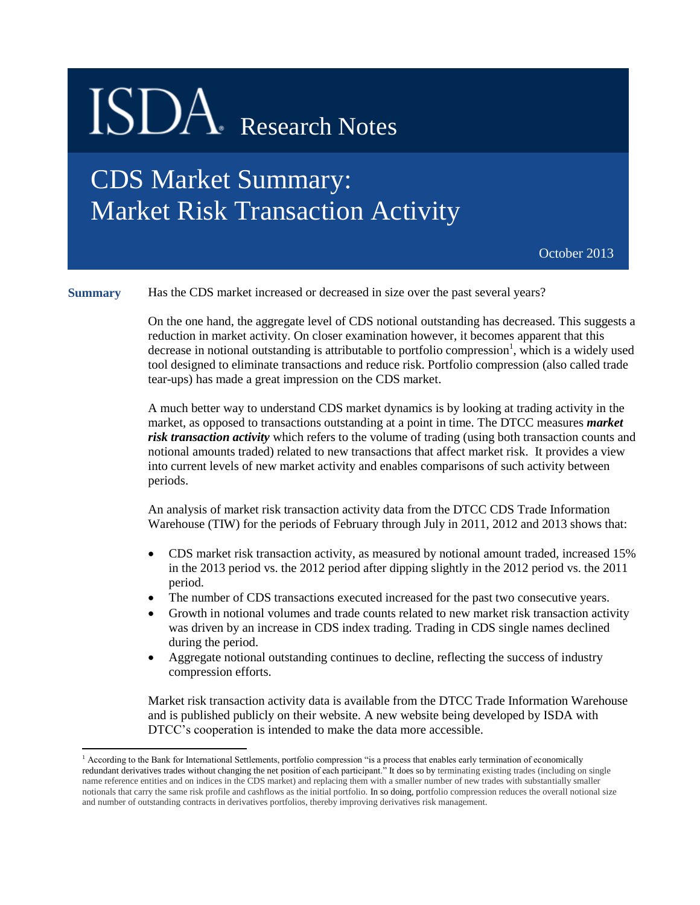# ISDA Research Notes

## CDS Market Summary: Market Risk Transaction Activity

October 2013

**Summary**

Has the CDS market increased or decreased in size over the past several years?

On the one hand, the aggregate level of CDS notional outstanding has decreased. This suggests a reduction in market activity. On closer examination however, it becomes apparent that this decrease in notional outstanding is attributable to portfolio compression[1], which is a widely used tool designed to eliminate transactions and reduce risk. Portfolio compression (also called trade tear-ups) has made a great impression on the CDS market.

A much better way to understand CDS market dynamics is by looking at trading activity in the market, as opposed to transactions outstanding at a point in time. The DTCC measures ***market risk transaction activity*** which refers to the volume of trading (using both transaction counts and notional amounts traded) related to new transactions that affect market risk. It provides a view into current levels of new market activity and enables comparisons of such activity between periods.

An analysis of market risk transaction activity data from the DTCC CDS Trade Information Warehouse (TIW) for the periods of February through July in 2011, 2012 and 2013 shows that:

- CDS market risk transaction activity, as measured by notional amount traded, increased 15% in the 2013 period vs. the 2012 period after dipping slightly in the 2012 period vs. the 2011 period.
- The number of CDS transactions executed increased for the past two consecutive years.
- Growth in notional volumes and trade counts related to new market risk transaction activity was driven by an increase in CDS index trading. Trading in CDS single names declined during the period.
- Aggregate notional outstanding continues to decline, reflecting the success of industry compression efforts.

Market risk transaction activity data is available from the DTCC Trade Information Warehouse and is published publicly on their website. A new website being developed by ISDA with DTCC's cooperation is intended to make the data more accessible.

---

[1] According to the Bank for International Settlements, portfolio compression "is a process that enables early termination of economically redundant derivatives trades without changing the net position of each participant." It does so by terminating existing trades (including on single name reference entities and on indices in the CDS market) and replacing them with a smaller number of new trades with substantially smaller notionals that carry the same risk profile and cashflows as the initial portfolio. In so doing, portfolio compression reduces the overall notional size and number of outstanding contracts in derivatives portfolios, thereby improving derivatives risk management.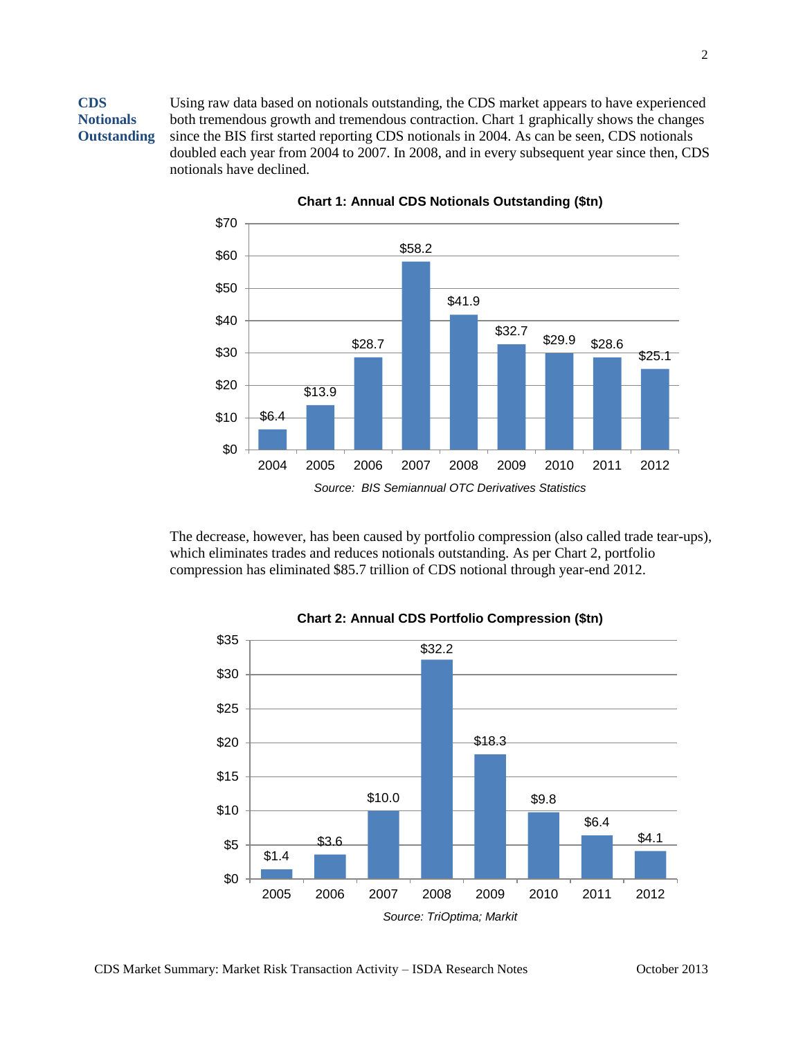**CDS Notionals Outstanding**

Using raw data based on notionals outstanding, the CDS market appears to have experienced both tremendous growth and tremendous contraction. Chart 1 graphically shows the changes since the BIS first started reporting CDS notionals in 2004. As can be seen, CDS notionals doubled each year from 2004 to 2007. In 2008, and in every subsequent year since then, CDS notionals have declined.

**Chart 1: Annual CDS Notionals Outstanding ($tn)**

| Year | 2004 | 2005 | 2006 | 2007 | 2008 | 2009 | 2010 | 2011 | 2012 |
|---|---|---|---|---|---|---|---|---|---|
| Notionals ($tn) | $6.4 | $13.9 | $28.7 | $58.2 | $41.9 | $32.7 | $29.9 | $28.6 | $25.1 |

*Source: BIS Semiannual OTC Derivatives Statistics*

The decrease, however, has been caused by portfolio compression (also called trade tear-ups), which eliminates trades and reduces notionals outstanding. As per Chart 2, portfolio compression has eliminated $85.7 trillion of CDS notional through year-end 2012.

**Chart 2: Annual CDS Portfolio Compression ($tn)**

| Year | 2005 | 2006 | 2007 | 2008 | 2009 | 2010 | 2011 | 2012 |
|---|---|---|---|---|---|---|---|---|
| Compression ($tn) | $1.4 | $3.6 | $10.0 | $32.2 | $18.3 | $9.8 | $6.4 | $4.1 |

*Source: TriOptima; Markit*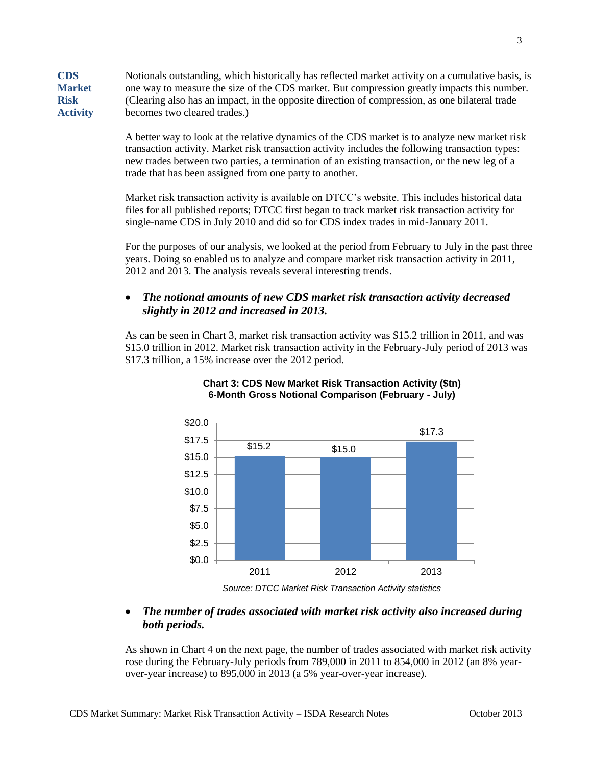## CDS Market Risk Activity

Notionals outstanding, which historically has reflected market activity on a cumulative basis, is one way to measure the size of the CDS market. But compression greatly impacts this number. (Clearing also has an impact, in the opposite direction of compression, as one bilateral trade becomes two cleared trades.)

A better way to look at the relative dynamics of the CDS market is to analyze new market risk transaction activity. Market risk transaction activity includes the following transaction types: new trades between two parties, a termination of an existing transaction, or the new leg of a trade that has been assigned from one party to another.

Market risk transaction activity is available on DTCC's website. This includes historical data files for all published reports; DTCC first began to track market risk transaction activity for single-name CDS in July 2010 and did so for CDS index trades in mid-January 2011.

For the purposes of our analysis, we looked at the period from February to July in the past three years. Doing so enabled us to analyze and compare market risk transaction activity in 2011, 2012 and 2013. The analysis reveals several interesting trends.

- ***The notional amounts of new CDS market risk transaction activity decreased slightly in 2012 and increased in 2013.***

As can be seen in Chart 3, market risk transaction activity was $15.2 trillion in 2011, and was $15.0 trillion in 2012. Market risk transaction activity in the February-July period of 2013 was $17.3 trillion, a 15% increase over the 2012 period.

**Chart 3: CDS New Market Risk Transaction Activity ($tn)**
**6-Month Gross Notional Comparison (February - July)**

| Year | $tn |
|---|---|
| 2011 | $15.2 |
| 2012 | $15.0 |
| 2013 | $17.3 |

*Source: DTCC Market Risk Transaction Activity statistics*

- ***The number of trades associated with market risk activity also increased during both periods.***

As shown in Chart 4 on the next page, the number of trades associated with market risk activity rose during the February-July periods from 789,000 in 2011 to 854,000 in 2012 (an 8% year-over-year increase) to 895,000 in 2013 (a 5% year-over-year increase).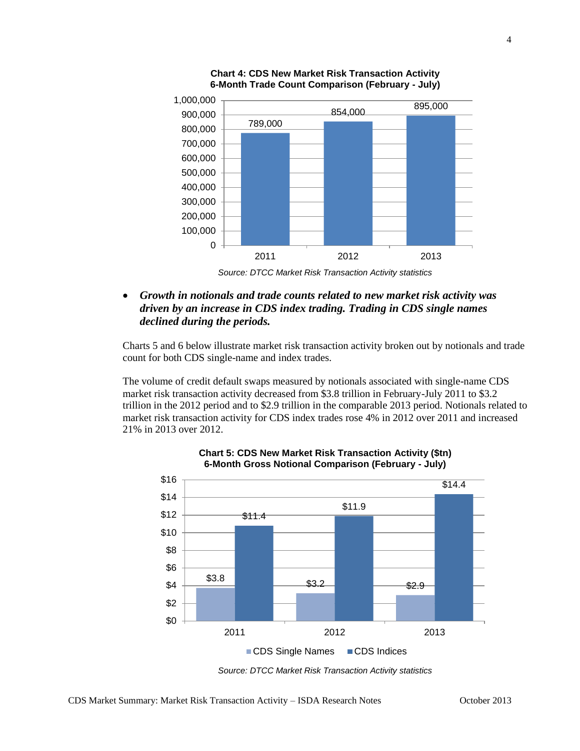**Chart 4: CDS New Market Risk Transaction Activity**
**6-Month Trade Count Comparison (February - July)**

| Year | Trade Count |
|---|---|
| 2011 | 789,000 |
| 2012 | 854,000 |
| 2013 | 895,000 |

*Source: DTCC Market Risk Transaction Activity statistics*

- ***Growth in notionals and trade counts related to new market risk activity was driven by an increase in CDS index trading. Trading in CDS single names declined during the periods.***

Charts 5 and 6 below illustrate market risk transaction activity broken out by notionals and trade count for both CDS single-name and index trades.

The volume of credit default swaps measured by notionals associated with single-name CDS market risk transaction activity decreased from $3.8 trillion in February-July 2011 to $3.2 trillion in the 2012 period and to $2.9 trillion in the comparable 2013 period. Notionals related to market risk transaction activity for CDS index trades rose 4% in 2012 over 2011 and increased 21% in 2013 over 2012.

**Chart 5: CDS New Market Risk Transaction Activity ($tn)**
**6-Month Gross Notional Comparison (February - July)**

| Year | CDS Single Names | CDS Indices |
|---|---|---|
| 2011 | $3.8 | $11.4 |
| 2012 | $3.2 | $11.9 |
| 2013 | $2.9 | $14.4 |

*Source: DTCC Market Risk Transaction Activity statistics*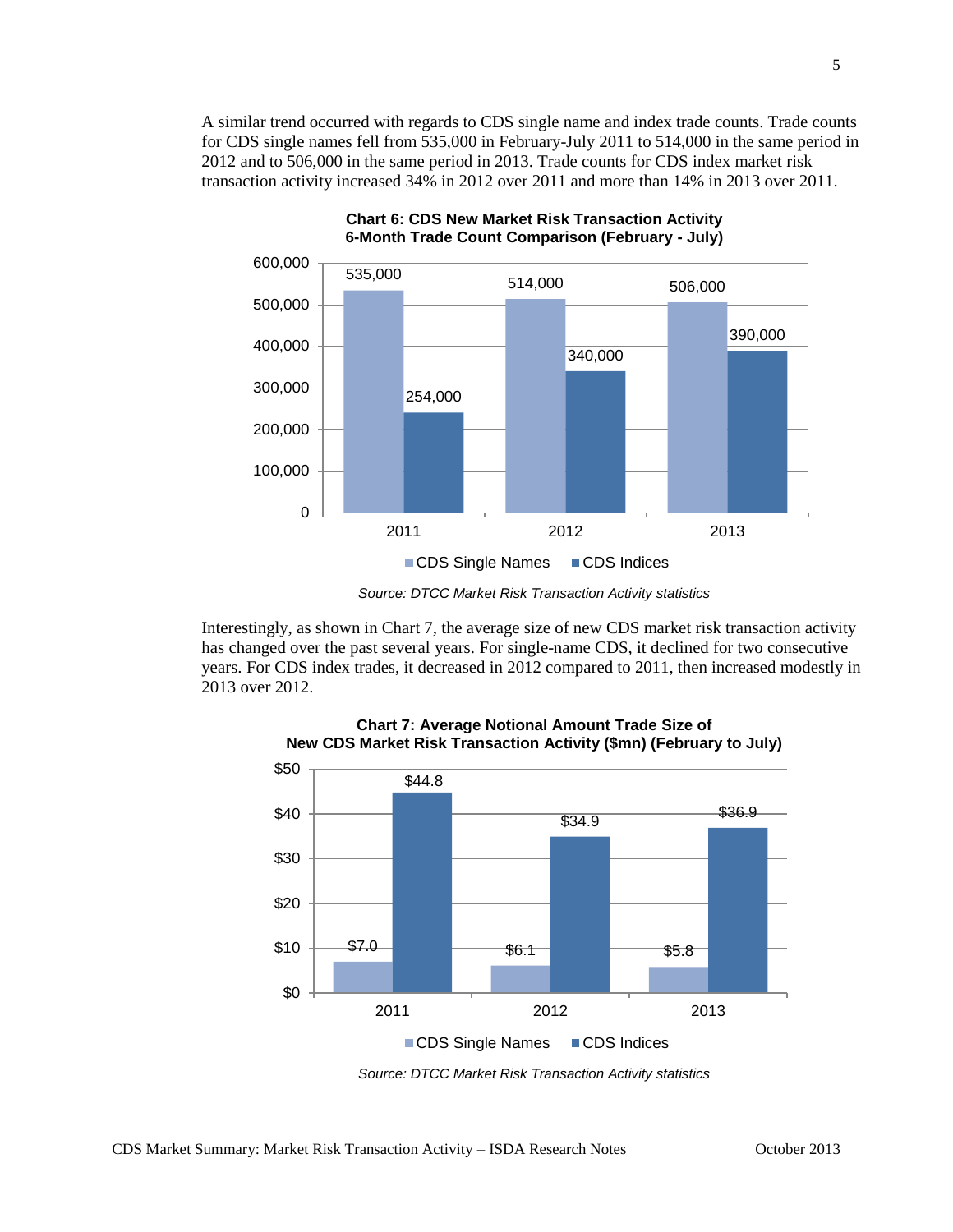A similar trend occurred with regards to CDS single name and index trade counts. Trade counts for CDS single names fell from 535,000 in February-July 2011 to 514,000 in the same period in 2012 and to 506,000 in the same period in 2013. Trade counts for CDS index market risk transaction activity increased 34% in 2012 over 2011 and more than 14% in 2013 over 2011.

**Chart 6: CDS New Market Risk Transaction Activity 6-Month Trade Count Comparison (February - July)**

| Year | CDS Single Names | CDS Indices |
|---|---|---|
| 2011 | 535,000 | 254,000 |
| 2012 | 514,000 | 340,000 |
| 2013 | 506,000 | 390,000 |

*Source: DTCC Market Risk Transaction Activity statistics*

Interestingly, as shown in Chart 7, the average size of new CDS market risk transaction activity has changed over the past several years. For single-name CDS, it declined for two consecutive years. For CDS index trades, it decreased in 2012 compared to 2011, then increased modestly in 2013 over 2012.

**Chart 7: Average Notional Amount Trade Size of New CDS Market Risk Transaction Activity ($mn) (February to July)**

| Year | CDS Single Names | CDS Indices |
|---|---|---|
| 2011 | $7.0 | $44.8 |
| 2012 | $6.1 | $34.9 |
| 2013 | $5.8 | $36.9 |

*Source: DTCC Market Risk Transaction Activity statistics*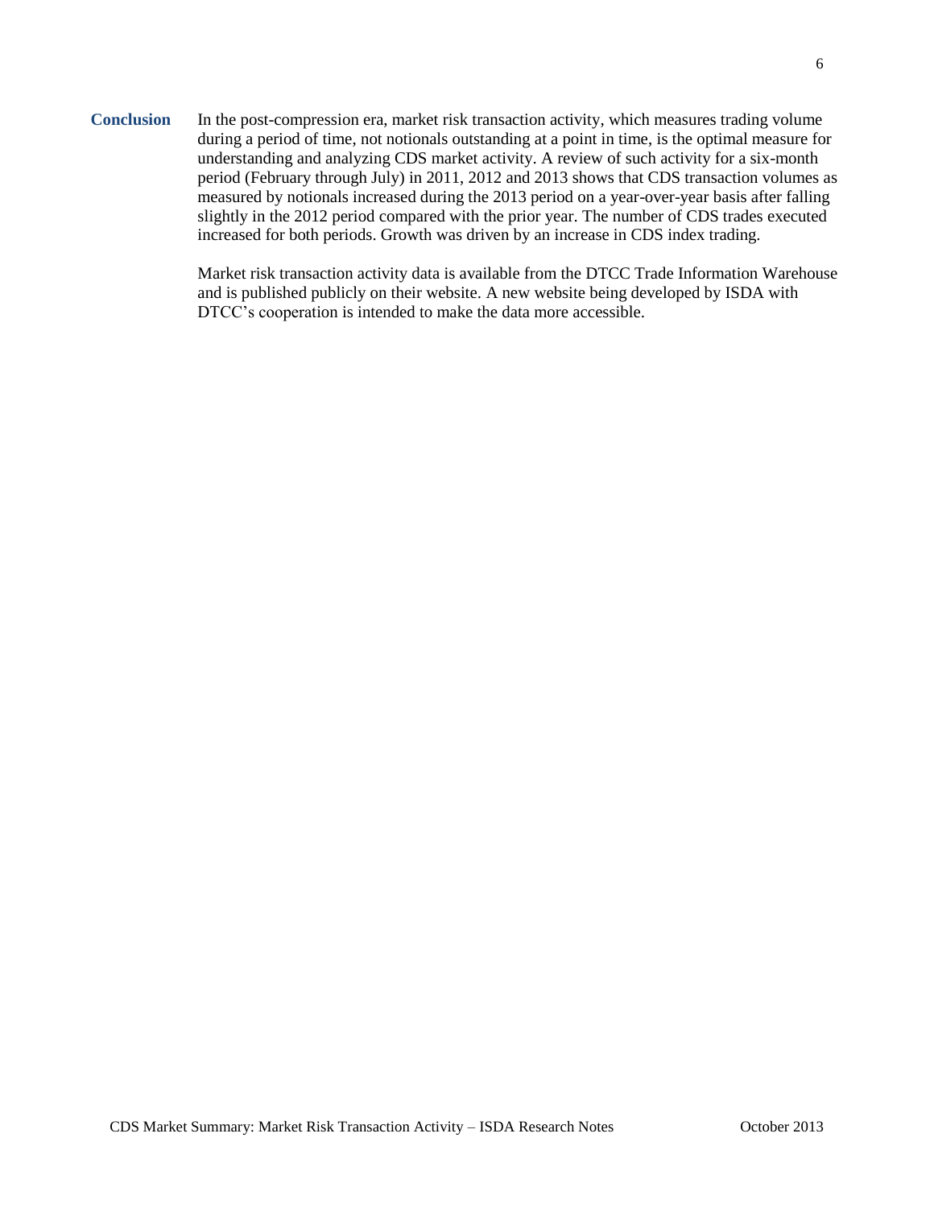## Conclusion

In the post-compression era, market risk transaction activity, which measures trading volume during a period of time, not notionals outstanding at a point in time, is the optimal measure for understanding and analyzing CDS market activity. A review of such activity for a six-month period (February through July) in 2011, 2012 and 2013 shows that CDS transaction volumes as measured by notionals increased during the 2013 period on a year-over-year basis after falling slightly in the 2012 period compared with the prior year. The number of CDS trades executed increased for both periods. Growth was driven by an increase in CDS index trading.

Market risk transaction activity data is available from the DTCC Trade Information Warehouse and is published publicly on their website. A new website being developed by ISDA with DTCC's cooperation is intended to make the data more accessible.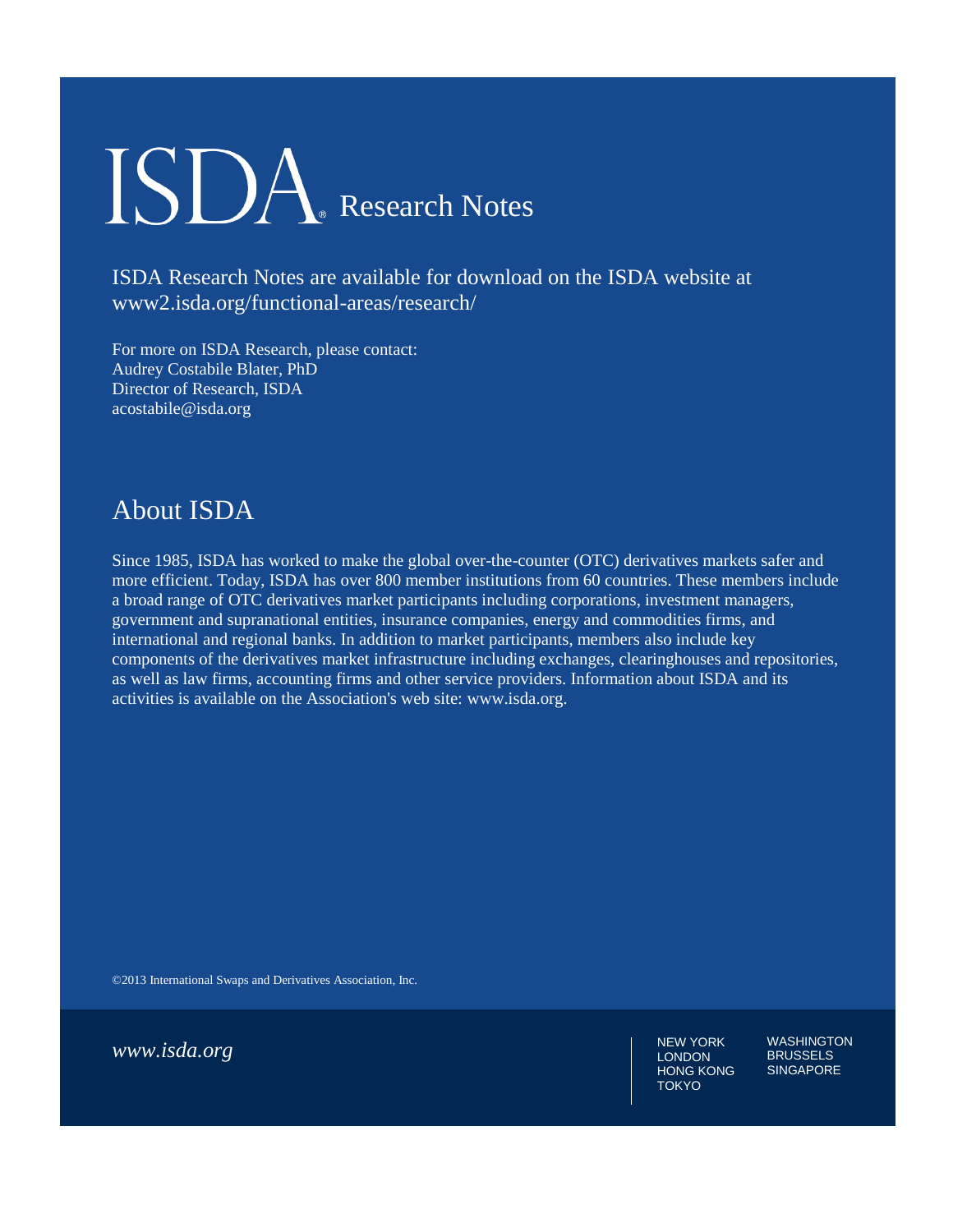# ISDA® Research Notes

ISDA Research Notes are available for download on the ISDA website at www2.isda.org/functional-areas/research/

For more on ISDA Research, please contact:
Audrey Costabile Blater, PhD
Director of Research, ISDA
acostabile@isda.org

## About ISDA

Since 1985, ISDA has worked to make the global over-the-counter (OTC) derivatives markets safer and more efficient. Today, ISDA has over 800 member institutions from 60 countries. These members include a broad range of OTC derivatives market participants including corporations, investment managers, government and supranational entities, insurance companies, energy and commodities firms, and international and regional banks. In addition to market participants, members also include key components of the derivatives market infrastructure including exchanges, clearinghouses and repositories, as well as law firms, accounting firms and other service providers. Information about ISDA and its activities is available on the Association's web site: www.isda.org.

©2013 International Swaps and Derivatives Association, Inc.

*www.isda.org*

NEW YORK
LONDON
HONG KONG
TOKYO

WASHINGTON
BRUSSELS
SINGAPORE